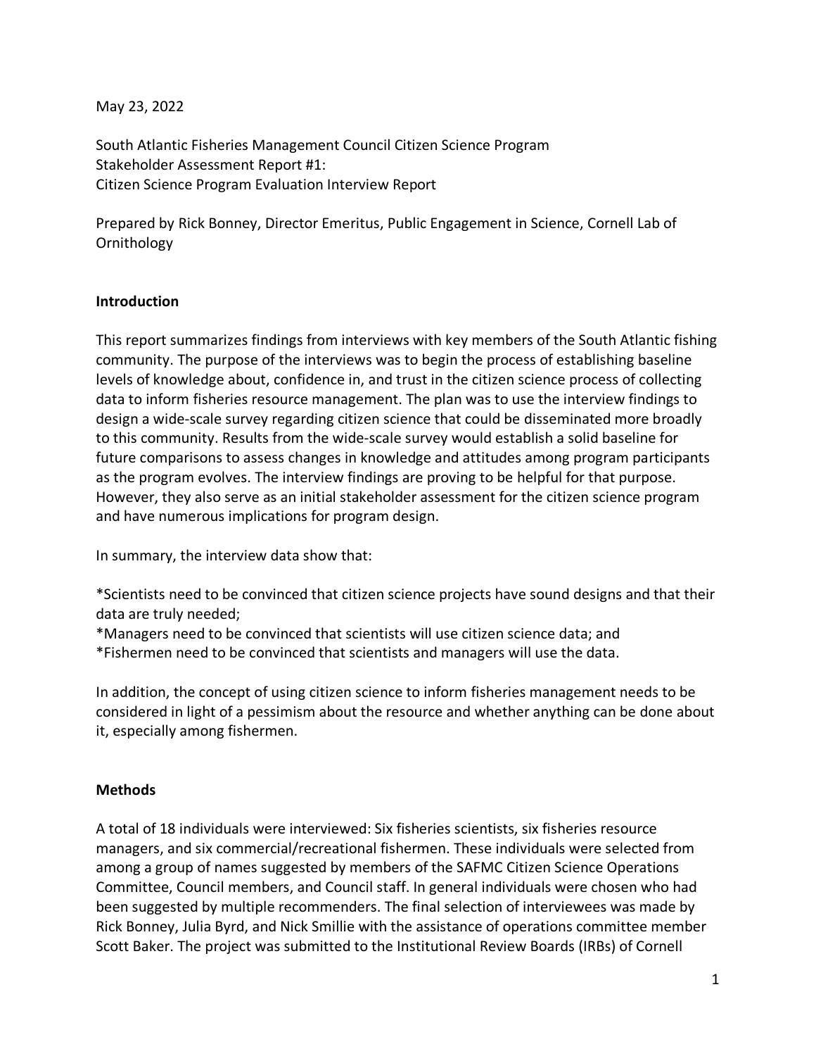May 23, 2022

South Atlantic Fisheries Management Council Citizen Science Program
Stakeholder Assessment Report #1:
Citizen Science Program Evaluation Interview Report

Prepared by Rick Bonney, Director Emeritus, Public Engagement in Science, Cornell Lab of Ornithology

## Introduction

This report summarizes findings from interviews with key members of the South Atlantic fishing community. The purpose of the interviews was to begin the process of establishing baseline levels of knowledge about, confidence in, and trust in the citizen science process of collecting data to inform fisheries resource management. The plan was to use the interview findings to design a wide-scale survey regarding citizen science that could be disseminated more broadly to this community. Results from the wide-scale survey would establish a solid baseline for future comparisons to assess changes in knowledge and attitudes among program participants as the program evolves. The interview findings are proving to be helpful for that purpose. However, they also serve as an initial stakeholder assessment for the citizen science program and have numerous implications for program design.

In summary, the interview data show that:

*Scientists need to be convinced that citizen science projects have sound designs and that their data are truly needed;
*Managers need to be convinced that scientists will use citizen science data; and
*Fishermen need to be convinced that scientists and managers will use the data.

In addition, the concept of using citizen science to inform fisheries management needs to be considered in light of a pessimism about the resource and whether anything can be done about it, especially among fishermen.

## Methods

A total of 18 individuals were interviewed: Six fisheries scientists, six fisheries resource managers, and six commercial/recreational fishermen. These individuals were selected from among a group of names suggested by members of the SAFMC Citizen Science Operations Committee, Council members, and Council staff. In general individuals were chosen who had been suggested by multiple recommenders. The final selection of interviewees was made by Rick Bonney, Julia Byrd, and Nick Smillie with the assistance of operations committee member Scott Baker. The project was submitted to the Institutional Review Boards (IRBs) of Cornell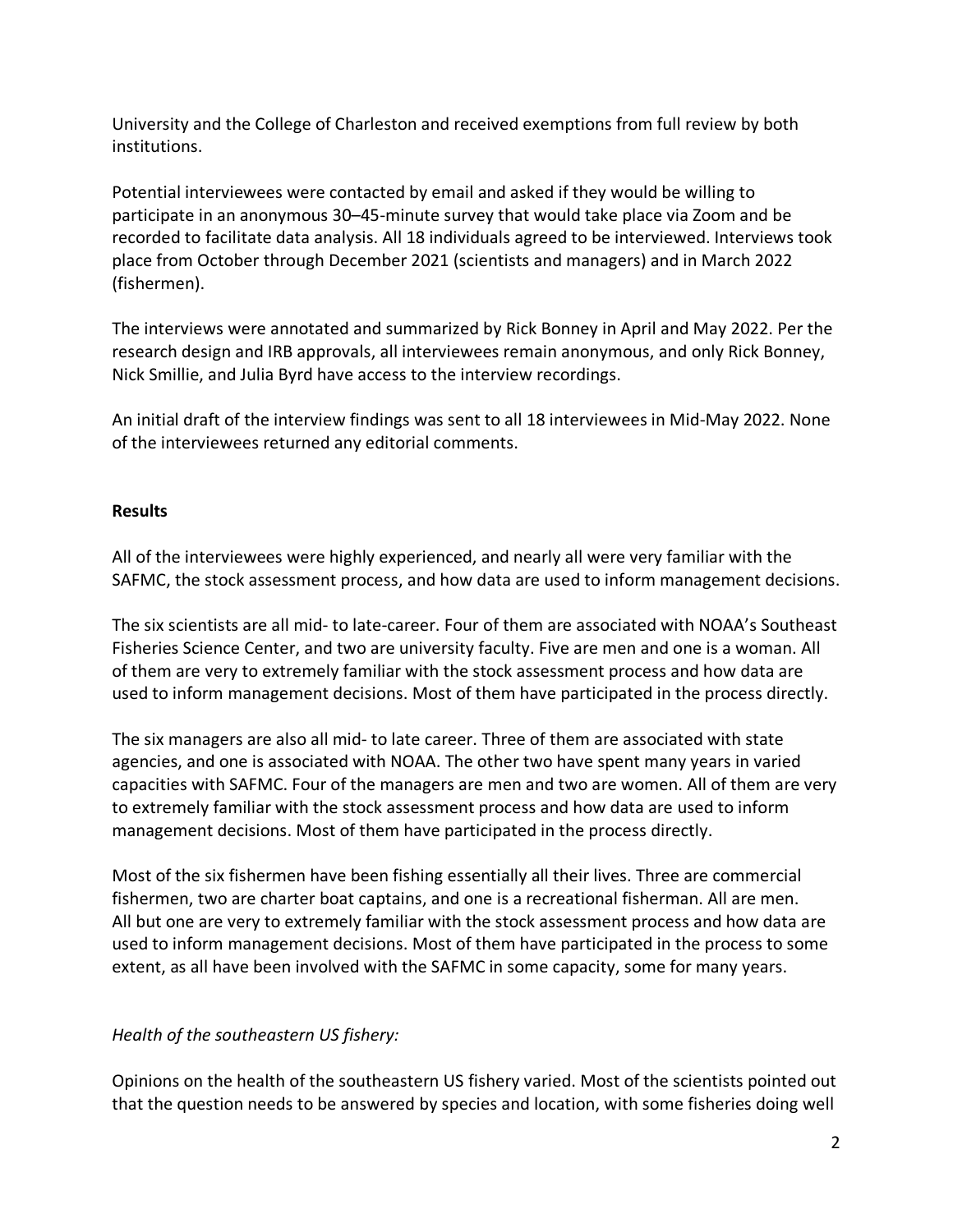University and the College of Charleston and received exemptions from full review by both institutions.

Potential interviewees were contacted by email and asked if they would be willing to participate in an anonymous 30–45-minute survey that would take place via Zoom and be recorded to facilitate data analysis. All 18 individuals agreed to be interviewed. Interviews took place from October through December 2021 (scientists and managers) and in March 2022 (fishermen).

The interviews were annotated and summarized by Rick Bonney in April and May 2022. Per the research design and IRB approvals, all interviewees remain anonymous, and only Rick Bonney, Nick Smillie, and Julia Byrd have access to the interview recordings.

An initial draft of the interview findings was sent to all 18 interviewees in Mid-May 2022. None of the interviewees returned any editorial comments.

**Results**

All of the interviewees were highly experienced, and nearly all were very familiar with the SAFMC, the stock assessment process, and how data are used to inform management decisions.

The six scientists are all mid- to late-career. Four of them are associated with NOAA's Southeast Fisheries Science Center, and two are university faculty. Five are men and one is a woman. All of them are very to extremely familiar with the stock assessment process and how data are used to inform management decisions. Most of them have participated in the process directly.

The six managers are also all mid- to late career. Three of them are associated with state agencies, and one is associated with NOAA. The other two have spent many years in varied capacities with SAFMC. Four of the managers are men and two are women. All of them are very to extremely familiar with the stock assessment process and how data are used to inform management decisions. Most of them have participated in the process directly.

Most of the six fishermen have been fishing essentially all their lives. Three are commercial fishermen, two are charter boat captains, and one is a recreational fisherman. All are men. All but one are very to extremely familiar with the stock assessment process and how data are used to inform management decisions. Most of them have participated in the process to some extent, as all have been involved with the SAFMC in some capacity, some for many years.

*Health of the southeastern US fishery:*

Opinions on the health of the southeastern US fishery varied. Most of the scientists pointed out that the question needs to be answered by species and location, with some fisheries doing well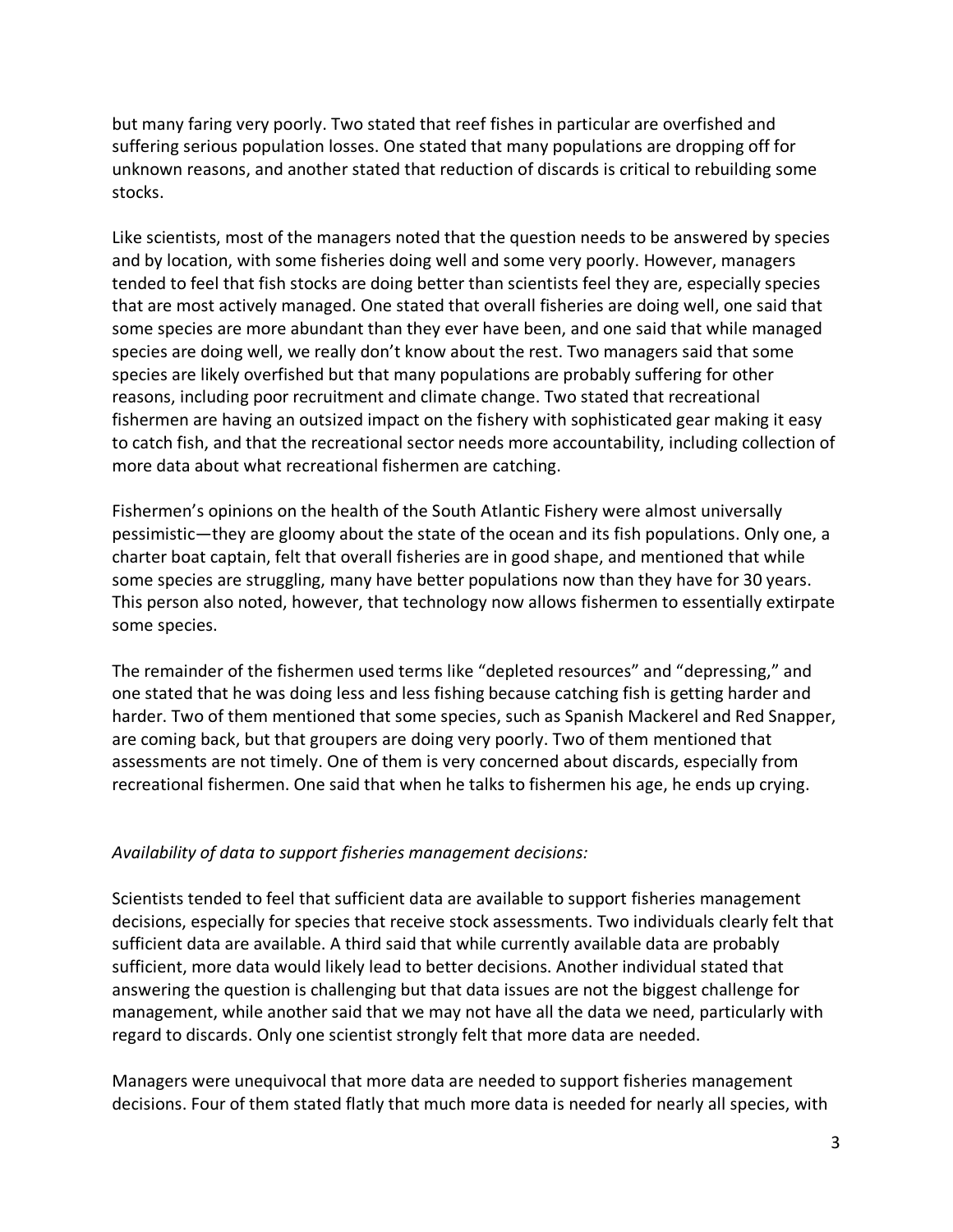but many faring very poorly. Two stated that reef fishes in particular are overfished and suffering serious population losses. One stated that many populations are dropping off for unknown reasons, and another stated that reduction of discards is critical to rebuilding some stocks.

Like scientists, most of the managers noted that the question needs to be answered by species and by location, with some fisheries doing well and some very poorly. However, managers tended to feel that fish stocks are doing better than scientists feel they are, especially species that are most actively managed. One stated that overall fisheries are doing well, one said that some species are more abundant than they ever have been, and one said that while managed species are doing well, we really don't know about the rest. Two managers said that some species are likely overfished but that many populations are probably suffering for other reasons, including poor recruitment and climate change. Two stated that recreational fishermen are having an outsized impact on the fishery with sophisticated gear making it easy to catch fish, and that the recreational sector needs more accountability, including collection of more data about what recreational fishermen are catching.

Fishermen's opinions on the health of the South Atlantic Fishery were almost universally pessimistic—they are gloomy about the state of the ocean and its fish populations. Only one, a charter boat captain, felt that overall fisheries are in good shape, and mentioned that while some species are struggling, many have better populations now than they have for 30 years. This person also noted, however, that technology now allows fishermen to essentially extirpate some species.

The remainder of the fishermen used terms like "depleted resources" and "depressing," and one stated that he was doing less and less fishing because catching fish is getting harder and harder. Two of them mentioned that some species, such as Spanish Mackerel and Red Snapper, are coming back, but that groupers are doing very poorly. Two of them mentioned that assessments are not timely. One of them is very concerned about discards, especially from recreational fishermen. One said that when he talks to fishermen his age, he ends up crying.

*Availability of data to support fisheries management decisions:*

Scientists tended to feel that sufficient data are available to support fisheries management decisions, especially for species that receive stock assessments. Two individuals clearly felt that sufficient data are available. A third said that while currently available data are probably sufficient, more data would likely lead to better decisions. Another individual stated that answering the question is challenging but that data issues are not the biggest challenge for management, while another said that we may not have all the data we need, particularly with regard to discards. Only one scientist strongly felt that more data are needed.

Managers were unequivocal that more data are needed to support fisheries management decisions. Four of them stated flatly that much more data is needed for nearly all species, with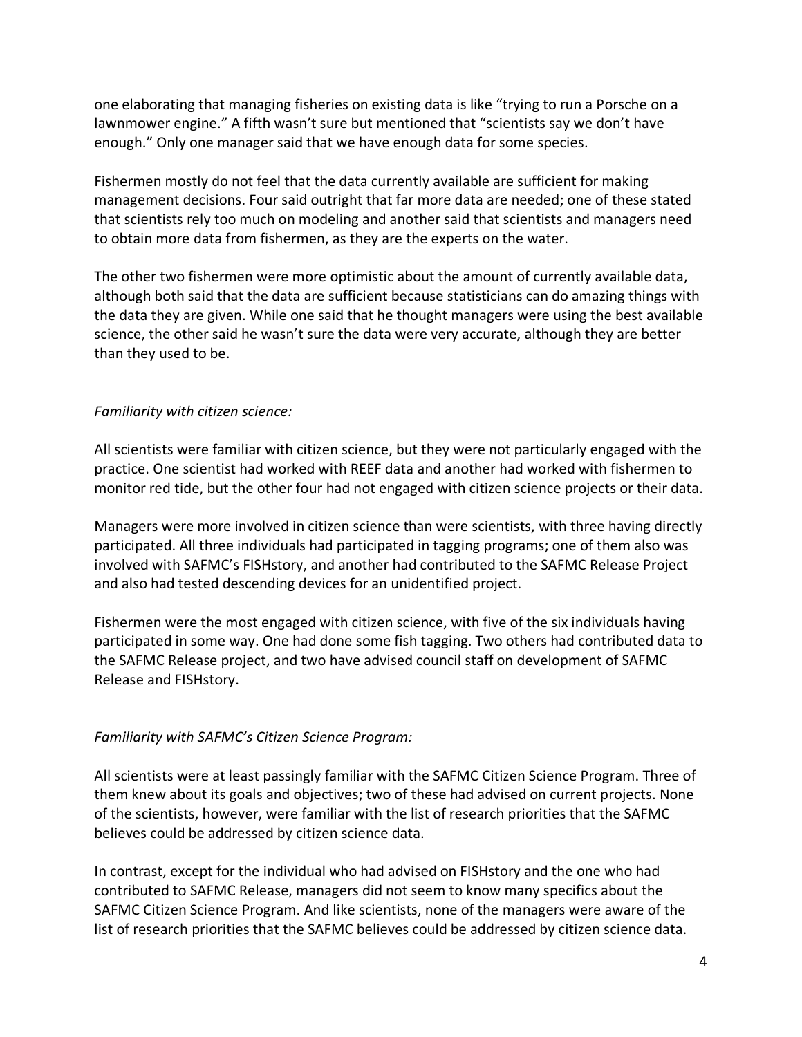one elaborating that managing fisheries on existing data is like "trying to run a Porsche on a lawnmower engine." A fifth wasn't sure but mentioned that "scientists say we don't have enough." Only one manager said that we have enough data for some species.

Fishermen mostly do not feel that the data currently available are sufficient for making management decisions. Four said outright that far more data are needed; one of these stated that scientists rely too much on modeling and another said that scientists and managers need to obtain more data from fishermen, as they are the experts on the water.

The other two fishermen were more optimistic about the amount of currently available data, although both said that the data are sufficient because statisticians can do amazing things with the data they are given. While one said that he thought managers were using the best available science, the other said he wasn't sure the data were very accurate, although they are better than they used to be.

*Familiarity with citizen science:*

All scientists were familiar with citizen science, but they were not particularly engaged with the practice. One scientist had worked with REEF data and another had worked with fishermen to monitor red tide, but the other four had not engaged with citizen science projects or their data.

Managers were more involved in citizen science than were scientists, with three having directly participated. All three individuals had participated in tagging programs; one of them also was involved with SAFMC's FISHstory, and another had contributed to the SAFMC Release Project and also had tested descending devices for an unidentified project.

Fishermen were the most engaged with citizen science, with five of the six individuals having participated in some way. One had done some fish tagging. Two others had contributed data to the SAFMC Release project, and two have advised council staff on development of SAFMC Release and FISHstory.

*Familiarity with SAFMC's Citizen Science Program:*

All scientists were at least passingly familiar with the SAFMC Citizen Science Program. Three of them knew about its goals and objectives; two of these had advised on current projects. None of the scientists, however, were familiar with the list of research priorities that the SAFMC believes could be addressed by citizen science data.

In contrast, except for the individual who had advised on FISHstory and the one who had contributed to SAFMC Release, managers did not seem to know many specifics about the SAFMC Citizen Science Program. And like scientists, none of the managers were aware of the list of research priorities that the SAFMC believes could be addressed by citizen science data.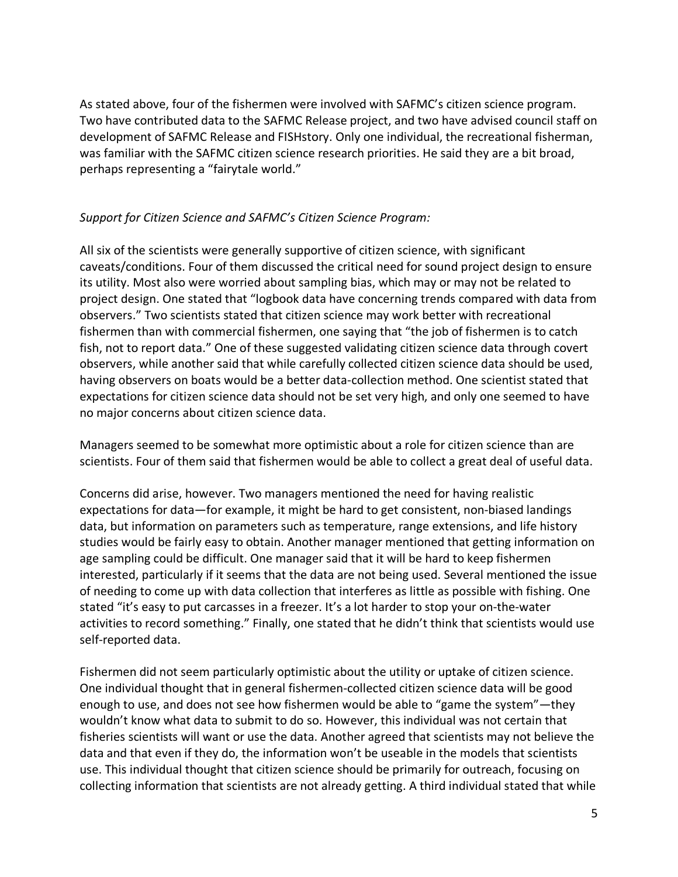As stated above, four of the fishermen were involved with SAFMC's citizen science program. Two have contributed data to the SAFMC Release project, and two have advised council staff on development of SAFMC Release and FISHstory. Only one individual, the recreational fisherman, was familiar with the SAFMC citizen science research priorities. He said they are a bit broad, perhaps representing a "fairytale world."

*Support for Citizen Science and SAFMC's Citizen Science Program:*

All six of the scientists were generally supportive of citizen science, with significant caveats/conditions. Four of them discussed the critical need for sound project design to ensure its utility. Most also were worried about sampling bias, which may or may not be related to project design. One stated that "logbook data have concerning trends compared with data from observers." Two scientists stated that citizen science may work better with recreational fishermen than with commercial fishermen, one saying that "the job of fishermen is to catch fish, not to report data." One of these suggested validating citizen science data through covert observers, while another said that while carefully collected citizen science data should be used, having observers on boats would be a better data-collection method. One scientist stated that expectations for citizen science data should not be set very high, and only one seemed to have no major concerns about citizen science data.

Managers seemed to be somewhat more optimistic about a role for citizen science than are scientists. Four of them said that fishermen would be able to collect a great deal of useful data.

Concerns did arise, however. Two managers mentioned the need for having realistic expectations for data—for example, it might be hard to get consistent, non-biased landings data, but information on parameters such as temperature, range extensions, and life history studies would be fairly easy to obtain. Another manager mentioned that getting information on age sampling could be difficult. One manager said that it will be hard to keep fishermen interested, particularly if it seems that the data are not being used. Several mentioned the issue of needing to come up with data collection that interferes as little as possible with fishing. One stated "it's easy to put carcasses in a freezer. It's a lot harder to stop your on-the-water activities to record something." Finally, one stated that he didn't think that scientists would use self-reported data.

Fishermen did not seem particularly optimistic about the utility or uptake of citizen science. One individual thought that in general fishermen-collected citizen science data will be good enough to use, and does not see how fishermen would be able to "game the system"—they wouldn't know what data to submit to do so. However, this individual was not certain that fisheries scientists will want or use the data. Another agreed that scientists may not believe the data and that even if they do, the information won't be useable in the models that scientists use. This individual thought that citizen science should be primarily for outreach, focusing on collecting information that scientists are not already getting. A third individual stated that while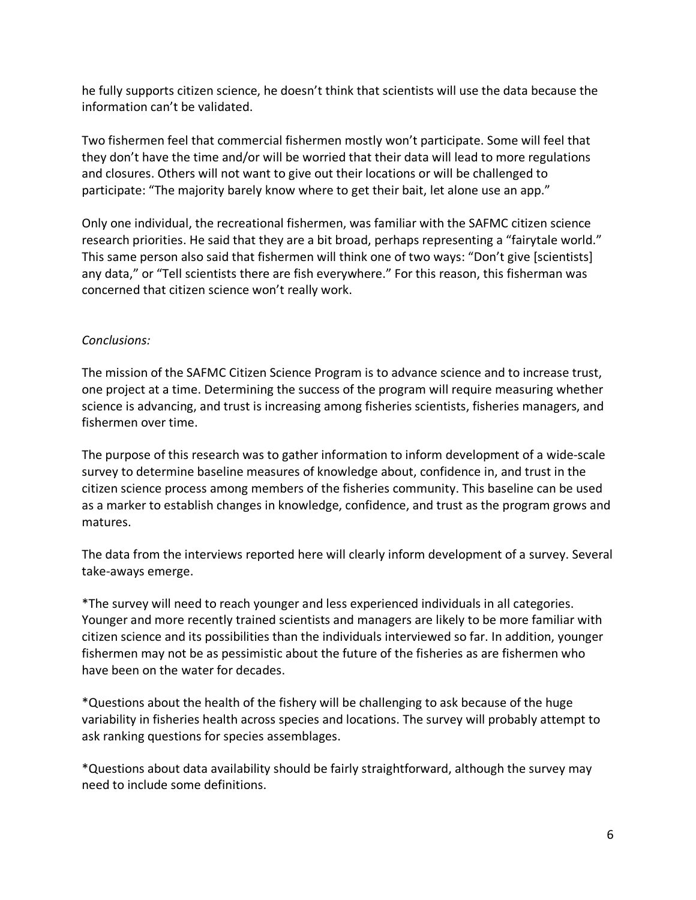he fully supports citizen science, he doesn't think that scientists will use the data because the information can't be validated.

Two fishermen feel that commercial fishermen mostly won't participate. Some will feel that they don't have the time and/or will be worried that their data will lead to more regulations and closures. Others will not want to give out their locations or will be challenged to participate: "The majority barely know where to get their bait, let alone use an app."

Only one individual, the recreational fishermen, was familiar with the SAFMC citizen science research priorities. He said that they are a bit broad, perhaps representing a "fairytale world." This same person also said that fishermen will think one of two ways: "Don't give [scientists] any data," or "Tell scientists there are fish everywhere." For this reason, this fisherman was concerned that citizen science won't really work.

*Conclusions:*

The mission of the SAFMC Citizen Science Program is to advance science and to increase trust, one project at a time. Determining the success of the program will require measuring whether science is advancing, and trust is increasing among fisheries scientists, fisheries managers, and fishermen over time.

The purpose of this research was to gather information to inform development of a wide-scale survey to determine baseline measures of knowledge about, confidence in, and trust in the citizen science process among members of the fisheries community. This baseline can be used as a marker to establish changes in knowledge, confidence, and trust as the program grows and matures.

The data from the interviews reported here will clearly inform development of a survey. Several take-aways emerge.

*The survey will need to reach younger and less experienced individuals in all categories. Younger and more recently trained scientists and managers are likely to be more familiar with citizen science and its possibilities than the individuals interviewed so far. In addition, younger fishermen may not be as pessimistic about the future of the fisheries as are fishermen who have been on the water for decades.

*Questions about the health of the fishery will be challenging to ask because of the huge variability in fisheries health across species and locations. The survey will probably attempt to ask ranking questions for species assemblages.

*Questions about data availability should be fairly straightforward, although the survey may need to include some definitions.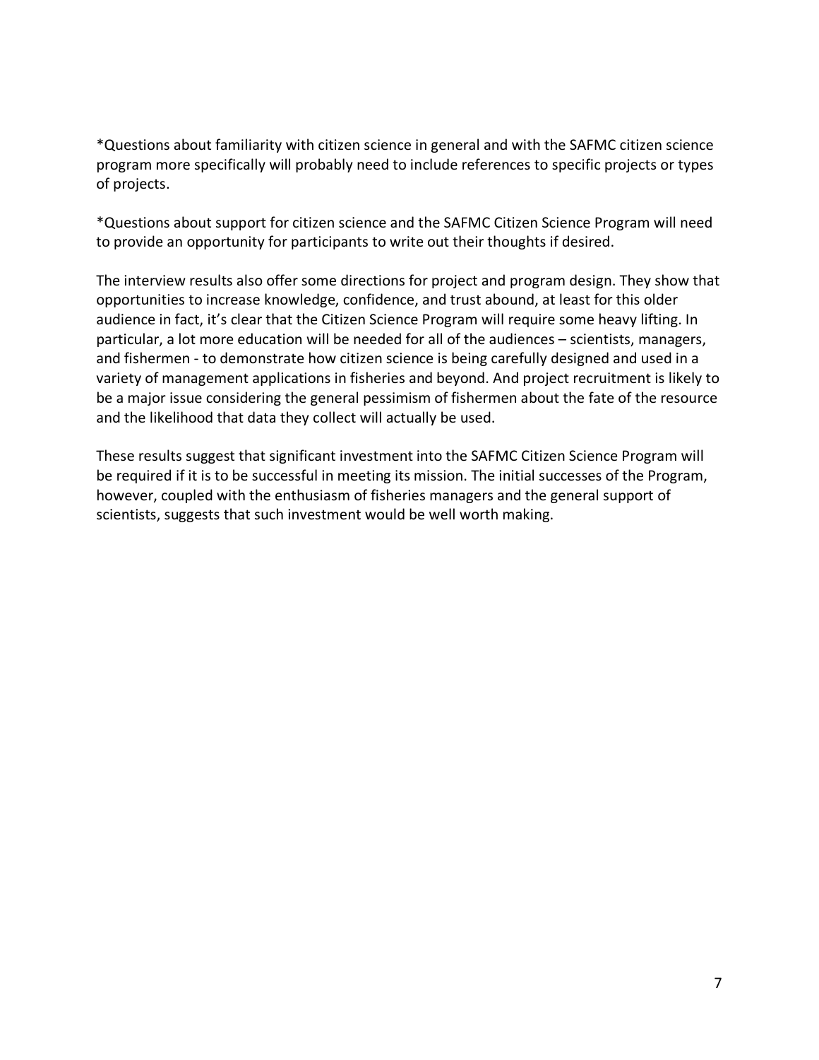*Questions about familiarity with citizen science in general and with the SAFMC citizen science program more specifically will probably need to include references to specific projects or types of projects.

*Questions about support for citizen science and the SAFMC Citizen Science Program will need to provide an opportunity for participants to write out their thoughts if desired.

The interview results also offer some directions for project and program design. They show that opportunities to increase knowledge, confidence, and trust abound, at least for this older audience in fact, it's clear that the Citizen Science Program will require some heavy lifting. In particular, a lot more education will be needed for all of the audiences – scientists, managers, and fishermen - to demonstrate how citizen science is being carefully designed and used in a variety of management applications in fisheries and beyond. And project recruitment is likely to be a major issue considering the general pessimism of fishermen about the fate of the resource and the likelihood that data they collect will actually be used.

These results suggest that significant investment into the SAFMC Citizen Science Program will be required if it is to be successful in meeting its mission. The initial successes of the Program, however, coupled with the enthusiasm of fisheries managers and the general support of scientists, suggests that such investment would be well worth making.